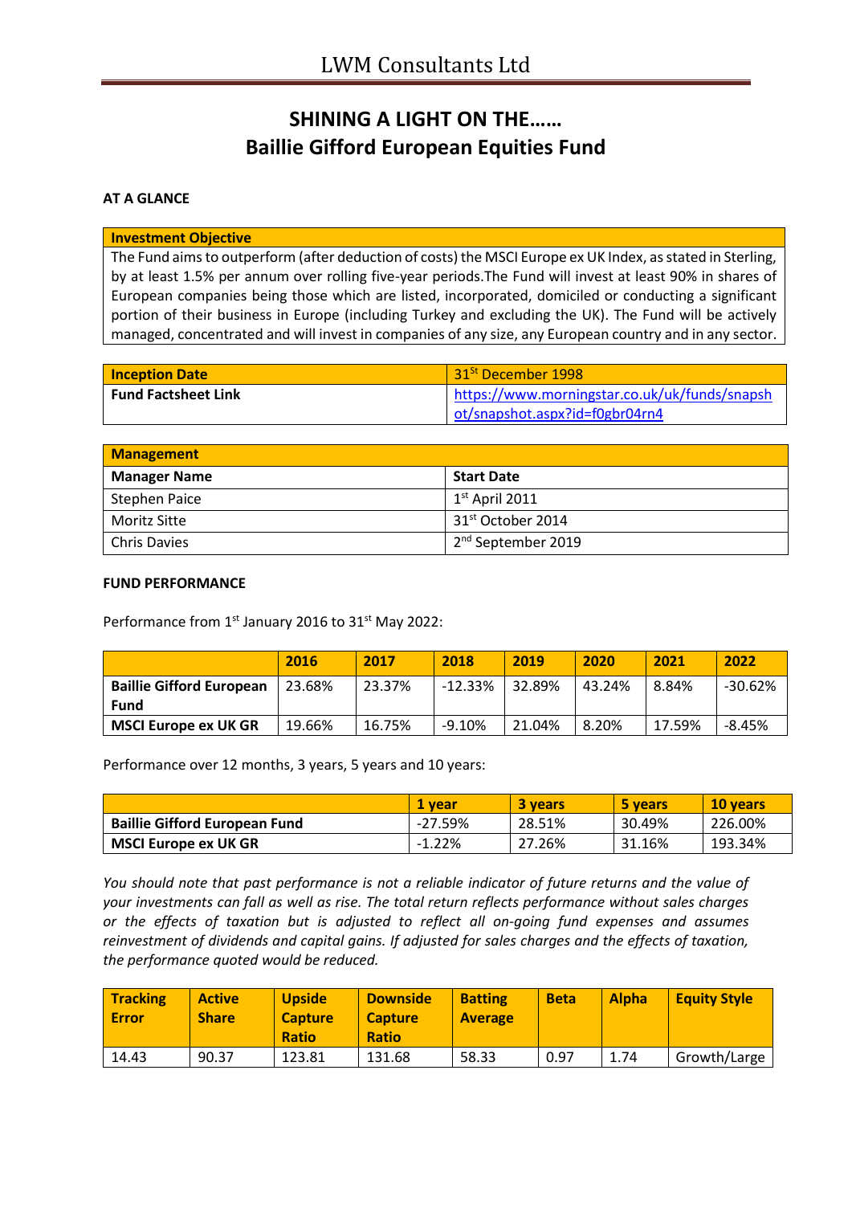# SHINING A LIGHT ON THE……
# Baillie Gifford European Equities Fund

**AT A GLANCE**

| Investment Objective |
|---|
| The Fund aims to outperform (after deduction of costs) the MSCI Europe ex UK Index, as stated in Sterling, by at least 1.5% per annum over rolling five-year periods.The Fund will invest at least 90% in shares of European companies being those which are listed, incorporated, domiciled or conducting a significant portion of their business in Europe (including Turkey and excluding the UK). The Fund will be actively managed, concentrated and will invest in companies of any size, any European country and in any sector. |

| Inception Date | 31st December 1998 |
|---|---|
| Fund Factsheet Link | https://www.morningstar.co.uk/uk/funds/snapshot/snapshot.aspx?id=f0gbr04rn4 |

| Management | |
|---|---|
| **Manager Name** | **Start Date** |
| Stephen Paice | 1st April 2011 |
| Moritz Sitte | 31st October 2014 |
| Chris Davies | 2nd September 2019 |

**FUND PERFORMANCE**

Performance from 1st January 2016 to 31st May 2022:

| | 2016 | 2017 | 2018 | 2019 | 2020 | 2021 | 2022 |
|---|---|---|---|---|---|---|---|
| **Baillie Gifford European Fund** | 23.68% | 23.37% | -12.33% | 32.89% | 43.24% | 8.84% | -30.62% |
| **MSCI Europe ex UK GR** | 19.66% | 16.75% | -9.10% | 21.04% | 8.20% | 17.59% | -8.45% |

Performance over 12 months, 3 years, 5 years and 10 years:

| | 1 year | 3 years | 5 years | 10 years |
|---|---|---|---|---|
| **Baillie Gifford European Fund** | -27.59% | 28.51% | 30.49% | 226.00% |
| **MSCI Europe ex UK GR** | -1.22% | 27.26% | 31.16% | 193.34% |

*You should note that past performance is not a reliable indicator of future returns and the value of your investments can fall as well as rise. The total return reflects performance without sales charges or the effects of taxation but is adjusted to reflect all on-going fund expenses and assumes reinvestment of dividends and capital gains. If adjusted for sales charges and the effects of taxation, the performance quoted would be reduced.*

| Tracking Error | Active Share | Upside Capture Ratio | Downside Capture Ratio | Batting Average | Beta | Alpha | Equity Style |
|---|---|---|---|---|---|---|---|
| 14.43 | 90.37 | 123.81 | 131.68 | 58.33 | 0.97 | 1.74 | Growth/Large |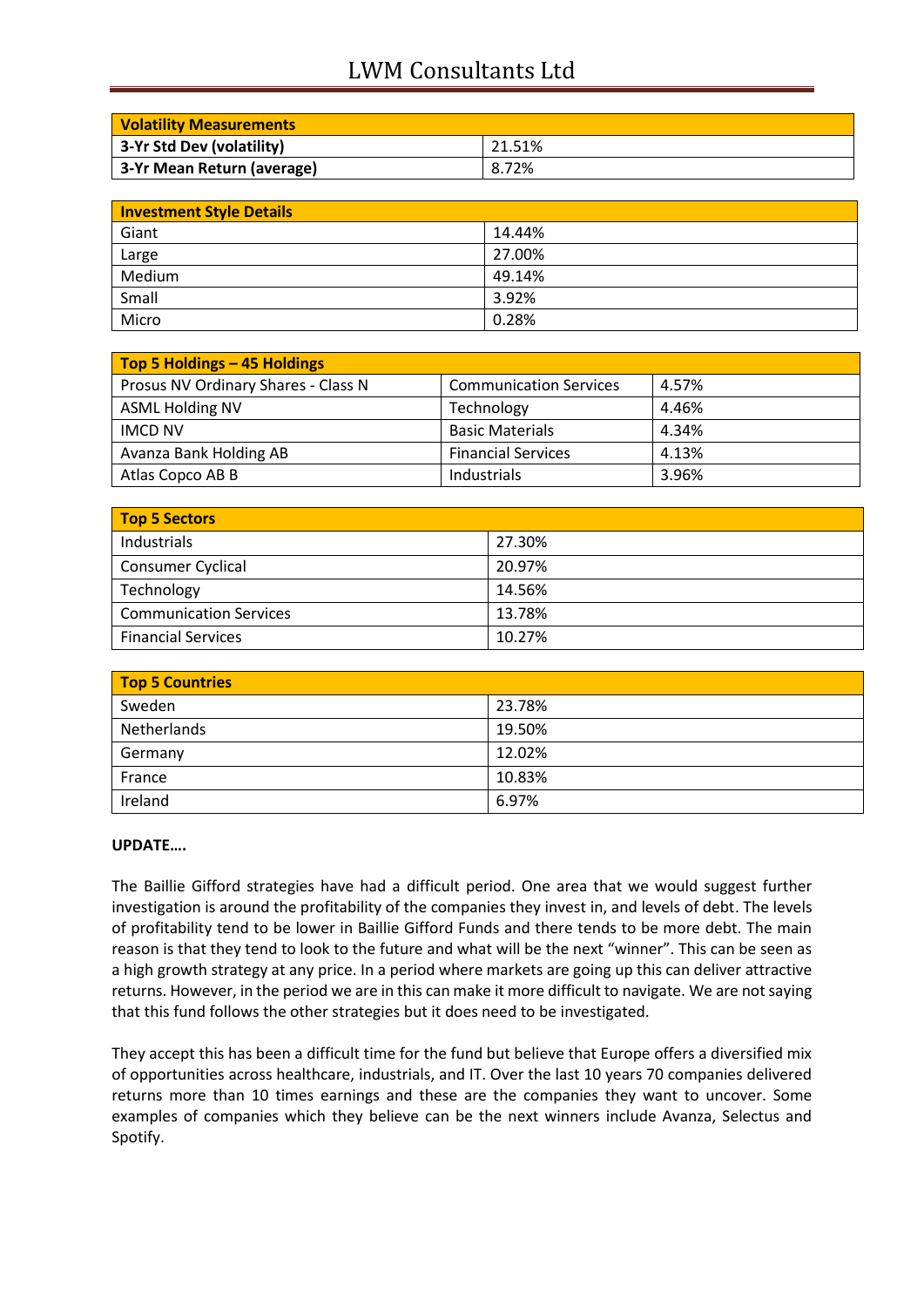| Volatility Measurements | |
|---|---|
| 3-Yr Std Dev (volatility) | 21.51% |
| 3-Yr Mean Return (average) | 8.72% |

| Investment Style Details | |
|---|---|
| Giant | 14.44% |
| Large | 27.00% |
| Medium | 49.14% |
| Small | 3.92% |
| Micro | 0.28% |

| Top 5 Holdings – 45 Holdings | | |
|---|---|---|
| Prosus NV Ordinary Shares - Class N | Communication Services | 4.57% |
| ASML Holding NV | Technology | 4.46% |
| IMCD NV | Basic Materials | 4.34% |
| Avanza Bank Holding AB | Financial Services | 4.13% |
| Atlas Copco AB B | Industrials | 3.96% |

| Top 5 Sectors | |
|---|---|
| Industrials | 27.30% |
| Consumer Cyclical | 20.97% |
| Technology | 14.56% |
| Communication Services | 13.78% |
| Financial Services | 10.27% |

| Top 5 Countries | |
|---|---|
| Sweden | 23.78% |
| Netherlands | 19.50% |
| Germany | 12.02% |
| France | 10.83% |
| Ireland | 6.97% |

**UPDATE….**

The Baillie Gifford strategies have had a difficult period. One area that we would suggest further investigation is around the profitability of the companies they invest in, and levels of debt. The levels of profitability tend to be lower in Baillie Gifford Funds and there tends to be more debt. The main reason is that they tend to look to the future and what will be the next "winner". This can be seen as a high growth strategy at any price. In a period where markets are going up this can deliver attractive returns. However, in the period we are in this can make it more difficult to navigate. We are not saying that this fund follows the other strategies but it does need to be investigated.

They accept this has been a difficult time for the fund but believe that Europe offers a diversified mix of opportunities across healthcare, industrials, and IT. Over the last 10 years 70 companies delivered returns more than 10 times earnings and these are the companies they want to uncover. Some examples of companies which they believe can be the next winners include Avanza, Selectus and Spotify.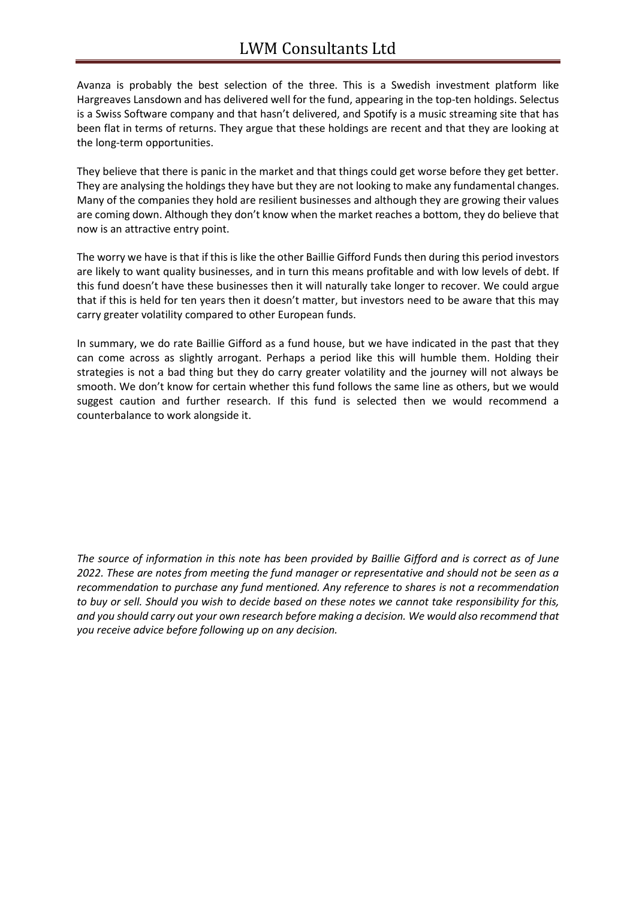Avanza is probably the best selection of the three. This is a Swedish investment platform like Hargreaves Lansdown and has delivered well for the fund, appearing in the top-ten holdings. Selectus is a Swiss Software company and that hasn't delivered, and Spotify is a music streaming site that has been flat in terms of returns. They argue that these holdings are recent and that they are looking at the long-term opportunities.

They believe that there is panic in the market and that things could get worse before they get better. They are analysing the holdings they have but they are not looking to make any fundamental changes. Many of the companies they hold are resilient businesses and although they are growing their values are coming down. Although they don't know when the market reaches a bottom, they do believe that now is an attractive entry point.

The worry we have is that if this is like the other Baillie Gifford Funds then during this period investors are likely to want quality businesses, and in turn this means profitable and with low levels of debt. If this fund doesn't have these businesses then it will naturally take longer to recover. We could argue that if this is held for ten years then it doesn't matter, but investors need to be aware that this may carry greater volatility compared to other European funds.

In summary, we do rate Baillie Gifford as a fund house, but we have indicated in the past that they can come across as slightly arrogant. Perhaps a period like this will humble them. Holding their strategies is not a bad thing but they do carry greater volatility and the journey will not always be smooth. We don't know for certain whether this fund follows the same line as others, but we would suggest caution and further research. If this fund is selected then we would recommend a counterbalance to work alongside it.

*The source of information in this note has been provided by Baillie Gifford and is correct as of June 2022. These are notes from meeting the fund manager or representative and should not be seen as a recommendation to purchase any fund mentioned. Any reference to shares is not a recommendation to buy or sell. Should you wish to decide based on these notes we cannot take responsibility for this, and you should carry out your own research before making a decision. We would also recommend that you receive advice before following up on any decision.*